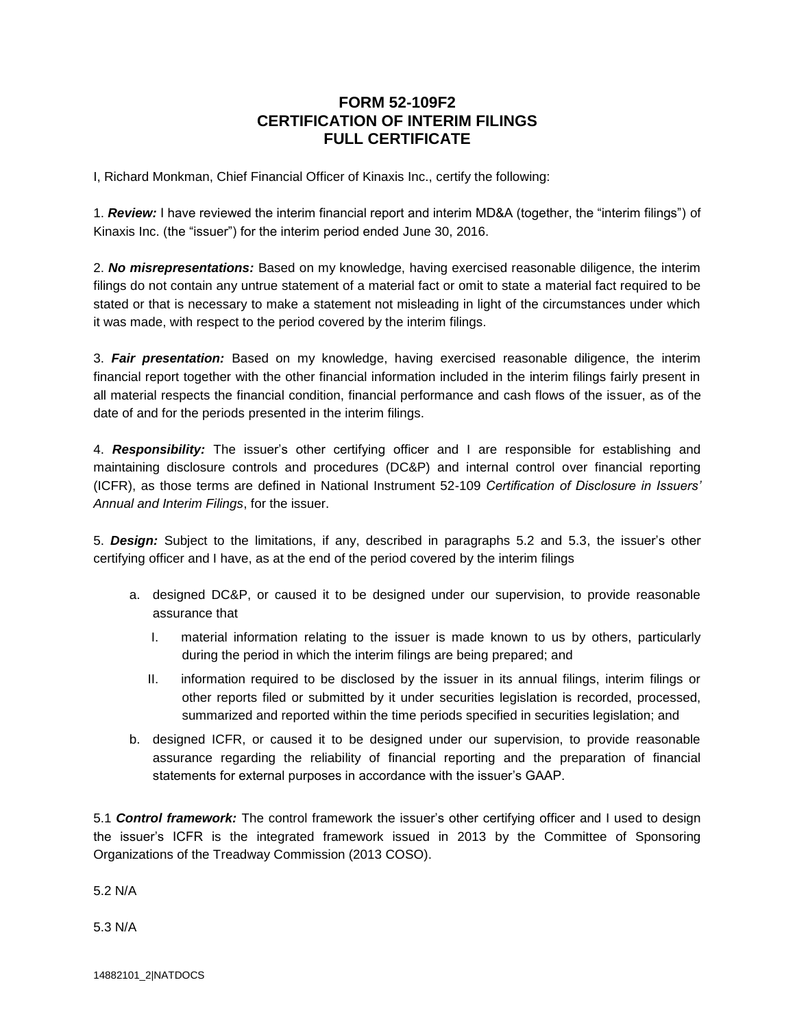# FORM 52-109F2
# CERTIFICATION OF INTERIM FILINGS
# FULL CERTIFICATE

I, Richard Monkman, Chief Financial Officer of Kinaxis Inc., certify the following:

1. ***Review:*** I have reviewed the interim financial report and interim MD&A (together, the "interim filings") of Kinaxis Inc. (the "issuer") for the interim period ended June 30, 2016.

2. ***No misrepresentations:*** Based on my knowledge, having exercised reasonable diligence, the interim filings do not contain any untrue statement of a material fact or omit to state a material fact required to be stated or that is necessary to make a statement not misleading in light of the circumstances under which it was made, with respect to the period covered by the interim filings.

3. ***Fair presentation:*** Based on my knowledge, having exercised reasonable diligence, the interim financial report together with the other financial information included in the interim filings fairly present in all material respects the financial condition, financial performance and cash flows of the issuer, as of the date of and for the periods presented in the interim filings.

4. ***Responsibility:*** The issuer's other certifying officer and I are responsible for establishing and maintaining disclosure controls and procedures (DC&P) and internal control over financial reporting (ICFR), as those terms are defined in National Instrument 52-109 *Certification of Disclosure in Issuers' Annual and Interim Filings*, for the issuer.

5. ***Design:*** Subject to the limitations, if any, described in paragraphs 5.2 and 5.3, the issuer's other certifying officer and I have, as at the end of the period covered by the interim filings

   a. designed DC&P, or caused it to be designed under our supervision, to provide reasonable assurance that

      I. material information relating to the issuer is made known to us by others, particularly during the period in which the interim filings are being prepared; and

      II. information required to be disclosed by the issuer in its annual filings, interim filings or other reports filed or submitted by it under securities legislation is recorded, processed, summarized and reported within the time periods specified in securities legislation; and

   b. designed ICFR, or caused it to be designed under our supervision, to provide reasonable assurance regarding the reliability of financial reporting and the preparation of financial statements for external purposes in accordance with the issuer's GAAP.

5.1 ***Control framework:*** The control framework the issuer's other certifying officer and I used to design the issuer's ICFR is the integrated framework issued in 2013 by the Committee of Sponsoring Organizations of the Treadway Commission (2013 COSO).

5.2 N/A

5.3 N/A

14882101_2|NATDOCS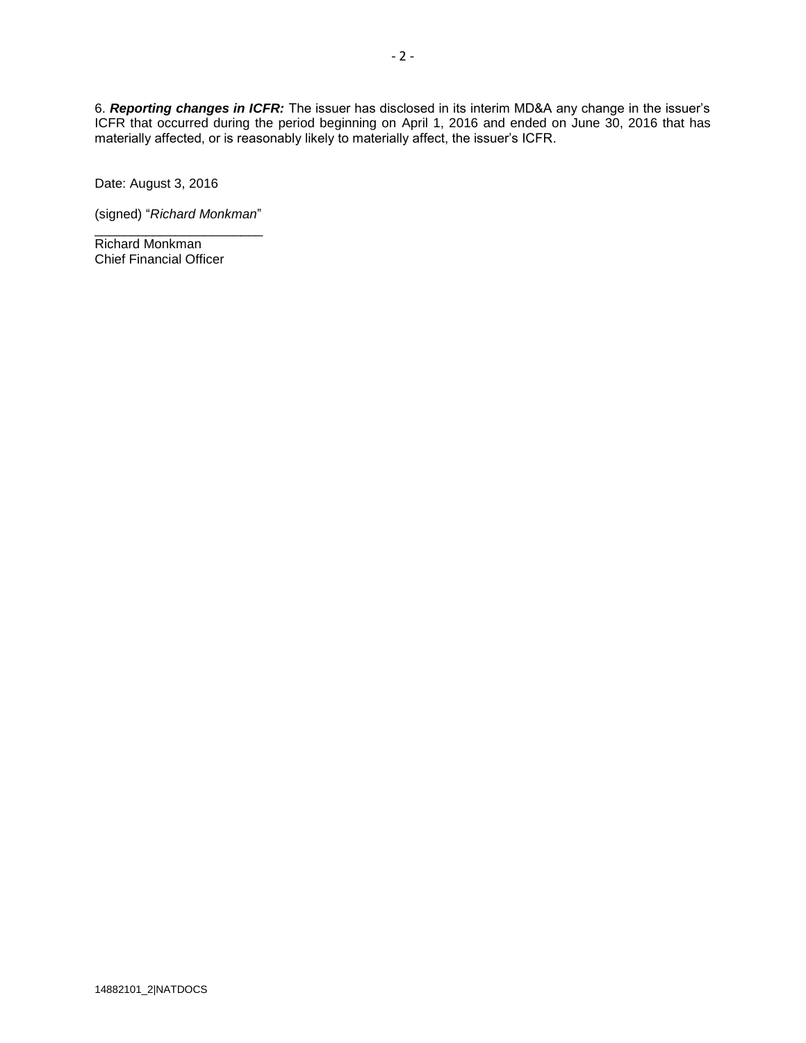6. ***Reporting changes in ICFR:*** The issuer has disclosed in its interim MD&A any change in the issuer's ICFR that occurred during the period beginning on April 1, 2016 and ended on June 30, 2016 that has materially affected, or is reasonably likely to materially affect, the issuer's ICFR.

Date: August 3, 2016

(signed) "*Richard Monkman*"

______________________

Richard Monkman
Chief Financial Officer

14882101_2|NATDOCS